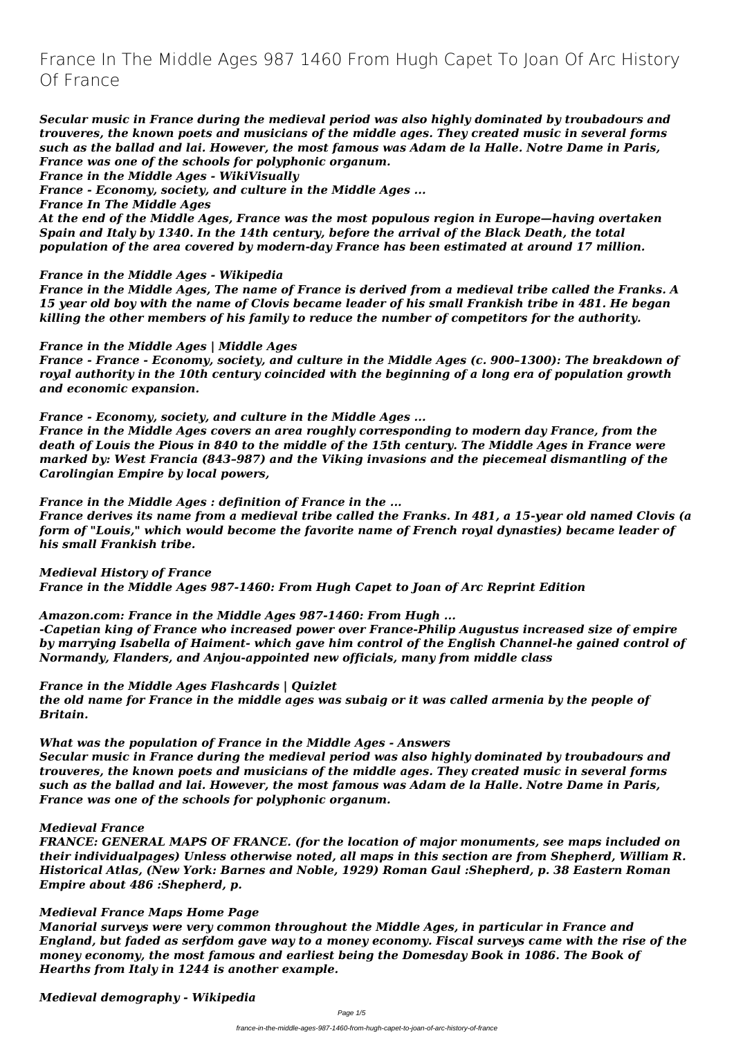# France In The Middle Ages 987 1460 From Hugh Capet To Joan Of Arc History Of France

***Secular music in France during the medieval period was also highly dominated by troubadours and trouveres, the known poets and musicians of the middle ages. They created music in several forms such as the ballad and lai. However, the most famous was Adam de la Halle. Notre Dame in Paris, France was one of the schools for polyphonic organum.***

***France in the Middle Ages - WikiVisually***

***France - Economy, society, and culture in the Middle Ages ...***

***France In The Middle Ages***

***At the end of the Middle Ages, France was the most populous region in Europe—having overtaken Spain and Italy by 1340. In the 14th century, before the arrival of the Black Death, the total population of the area covered by modern-day France has been estimated at around 17 million.***

***France in the Middle Ages - Wikipedia***

***France in the Middle Ages, The name of France is derived from a medieval tribe called the Franks. A 15 year old boy with the name of Clovis became leader of his small Frankish tribe in 481. He began killing the other members of his family to reduce the number of competitors for the authority.***

***France in the Middle Ages | Middle Ages***

***France - France - Economy, society, and culture in the Middle Ages (c. 900–1300): The breakdown of royal authority in the 10th century coincided with the beginning of a long era of population growth and economic expansion.***

***France - Economy, society, and culture in the Middle Ages ...***

***France in the Middle Ages covers an area roughly corresponding to modern day France, from the death of Louis the Pious in 840 to the middle of the 15th century. The Middle Ages in France were marked by: West Francia (843–987) and the Viking invasions and the piecemeal dismantling of the Carolingian Empire by local powers,***

***France in the Middle Ages : definition of France in the ...***

***France derives its name from a medieval tribe called the Franks. In 481, a 15-year old named Clovis (a form of "Louis," which would become the favorite name of French royal dynasties) became leader of his small Frankish tribe.***

***Medieval History of France***

***France in the Middle Ages 987-1460: From Hugh Capet to Joan of Arc Reprint Edition***

***Amazon.com: France in the Middle Ages 987-1460: From Hugh ...***

***-Capetian king of France who increased power over France-Philip Augustus increased size of empire by marrying Isabella of Haiment- which gave him control of the English Channel-he gained control of Normandy, Flanders, and Anjou-appointed new officials, many from middle class***

***France in the Middle Ages Flashcards | Quizlet***

***the old name for France in the middle ages was subaig or it was called armenia by the people of Britain.***

***What was the population of France in the Middle Ages - Answers***

***Secular music in France during the medieval period was also highly dominated by troubadours and trouveres, the known poets and musicians of the middle ages. They created music in several forms such as the ballad and lai. However, the most famous was Adam de la Halle. Notre Dame in Paris, France was one of the schools for polyphonic organum.***

***Medieval France***

***FRANCE: GENERAL MAPS OF FRANCE. (for the location of major monuments, see maps included on their individualpages) Unless otherwise noted, all maps in this section are from Shepherd, William R. Historical Atlas, (New York: Barnes and Noble, 1929) Roman Gaul :Shepherd, p. 38 Eastern Roman Empire about 486 :Shepherd, p.***

***Medieval France Maps Home Page***

***Manorial surveys were very common throughout the Middle Ages, in particular in France and England, but faded as serfdom gave way to a money economy. Fiscal surveys came with the rise of the money economy, the most famous and earliest being the Domesday Book in 1086. The Book of Hearths from Italy in 1244 is another example.***

***Medieval demography - Wikipedia***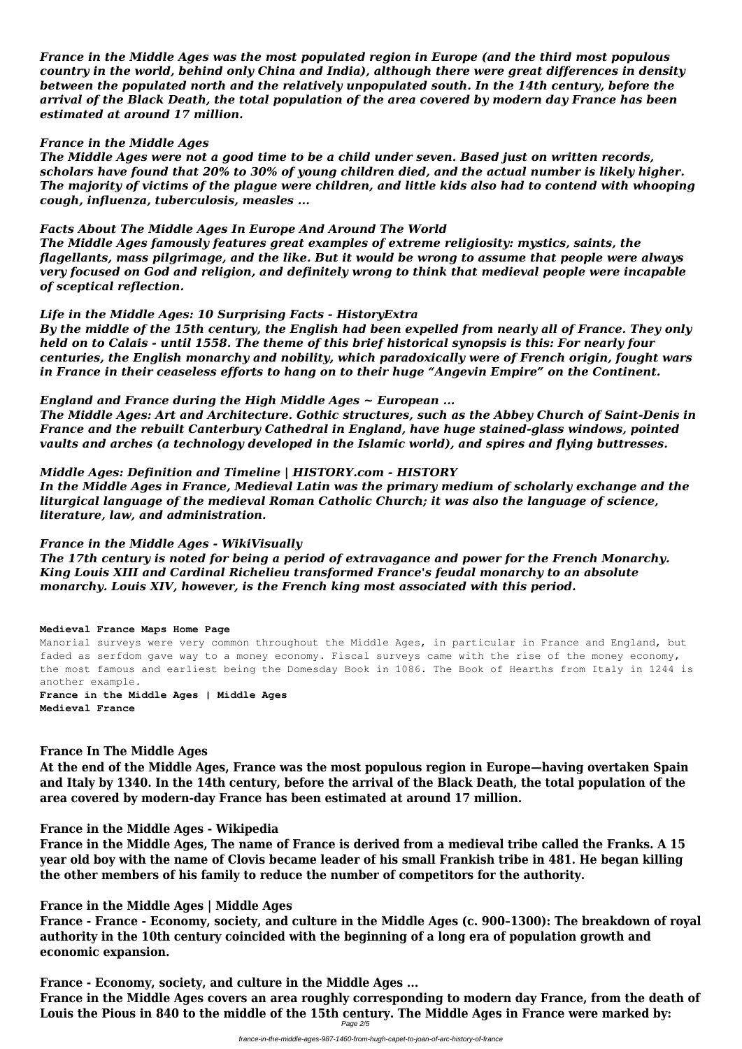*France in the Middle Ages was the most populated region in Europe (and the third most populous country in the world, behind only China and India), although there were great differences in density between the populated north and the relatively unpopulated south. In the 14th century, before the arrival of the Black Death, the total population of the area covered by modern day France has been estimated at around 17 million.*

*France in the Middle Ages*

*The Middle Ages were not a good time to be a child under seven. Based just on written records, scholars have found that 20% to 30% of young children died, and the actual number is likely higher. The majority of victims of the plague were children, and little kids also had to contend with whooping cough, influenza, tuberculosis, measles ...*

*Facts About The Middle Ages In Europe And Around The World*

*The Middle Ages famously features great examples of extreme religiosity: mystics, saints, the flagellants, mass pilgrimage, and the like. But it would be wrong to assume that people were always very focused on God and religion, and definitely wrong to think that medieval people were incapable of sceptical reflection.*

*Life in the Middle Ages: 10 Surprising Facts - HistoryExtra*

*By the middle of the 15th century, the English had been expelled from nearly all of France. They only held on to Calais - until 1558. The theme of this brief historical synopsis is this: For nearly four centuries, the English monarchy and nobility, which paradoxically were of French origin, fought wars in France in their ceaseless efforts to hang on to their huge "Angevin Empire" on the Continent.*

*England and France during the High Middle Ages ~ European ...*

*The Middle Ages: Art and Architecture. Gothic structures, such as the Abbey Church of Saint-Denis in France and the rebuilt Canterbury Cathedral in England, have huge stained-glass windows, pointed vaults and arches (a technology developed in the Islamic world), and spires and flying buttresses.*

*Middle Ages: Definition and Timeline | HISTORY.com - HISTORY*

*In the Middle Ages in France, Medieval Latin was the primary medium of scholarly exchange and the liturgical language of the medieval Roman Catholic Church; it was also the language of science, literature, law, and administration.*

*France in the Middle Ages - WikiVisually*

*The 17th century is noted for being a period of extravagance and power for the French Monarchy. King Louis XIII and Cardinal Richelieu transformed France's feudal monarchy to an absolute monarchy. Louis XIV, however, is the French king most associated with this period.*

**Medieval France Maps Home Page**

Manorial surveys were very common throughout the Middle Ages, in particular in France and England, but faded as serfdom gave way to a money economy. Fiscal surveys came with the rise of the money economy, the most famous and earliest being the Domesday Book in 1086. The Book of Hearths from Italy in 1244 is another example.

**France in the Middle Ages | Middle Ages**

**Medieval France**

**France In The Middle Ages**

**At the end of the Middle Ages, France was the most populous region in Europe—having overtaken Spain and Italy by 1340. In the 14th century, before the arrival of the Black Death, the total population of the area covered by modern-day France has been estimated at around 17 million.**

**France in the Middle Ages - Wikipedia**

**France in the Middle Ages, The name of France is derived from a medieval tribe called the Franks. A 15 year old boy with the name of Clovis became leader of his small Frankish tribe in 481. He began killing the other members of his family to reduce the number of competitors for the authority.**

**France in the Middle Ages | Middle Ages**

**France - France - Economy, society, and culture in the Middle Ages (c. 900–1300): The breakdown of royal authority in the 10th century coincided with the beginning of a long era of population growth and economic expansion.**

**France - Economy, society, and culture in the Middle Ages ...**

**France in the Middle Ages covers an area roughly corresponding to modern day France, from the death of Louis the Pious in 840 to the middle of the 15th century. The Middle Ages in France were marked by:**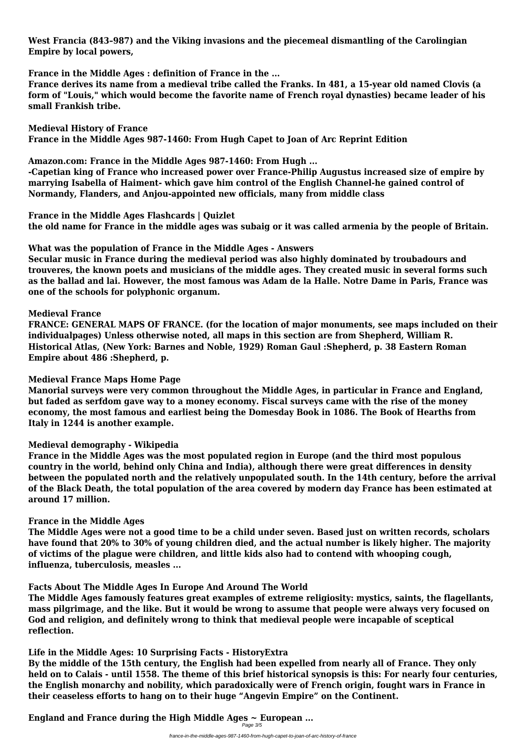**West Francia (843–987) and the Viking invasions and the piecemeal dismantling of the Carolingian Empire by local powers,**

**France in the Middle Ages : definition of France in the ...**

**France derives its name from a medieval tribe called the Franks. In 481, a 15-year old named Clovis (a form of "Louis," which would become the favorite name of French royal dynasties) became leader of his small Frankish tribe.**

**Medieval History of France**

**France in the Middle Ages 987-1460: From Hugh Capet to Joan of Arc Reprint Edition**

**Amazon.com: France in the Middle Ages 987-1460: From Hugh ...**

**-Capetian king of France who increased power over France-Philip Augustus increased size of empire by marrying Isabella of Haiment- which gave him control of the English Channel-he gained control of Normandy, Flanders, and Anjou-appointed new officials, many from middle class**

**France in the Middle Ages Flashcards | Quizlet**

**the old name for France in the middle ages was subaig or it was called armenia by the people of Britain.**

**What was the population of France in the Middle Ages - Answers**

**Secular music in France during the medieval period was also highly dominated by troubadours and trouveres, the known poets and musicians of the middle ages. They created music in several forms such as the ballad and lai. However, the most famous was Adam de la Halle. Notre Dame in Paris, France was one of the schools for polyphonic organum.**

**Medieval France**

**FRANCE: GENERAL MAPS OF FRANCE. (for the location of major monuments, see maps included on their individualpages) Unless otherwise noted, all maps in this section are from Shepherd, William R. Historical Atlas, (New York: Barnes and Noble, 1929) Roman Gaul :Shepherd, p. 38 Eastern Roman Empire about 486 :Shepherd, p.**

**Medieval France Maps Home Page**

**Manorial surveys were very common throughout the Middle Ages, in particular in France and England, but faded as serfdom gave way to a money economy. Fiscal surveys came with the rise of the money economy, the most famous and earliest being the Domesday Book in 1086. The Book of Hearths from Italy in 1244 is another example.**

**Medieval demography - Wikipedia**

**France in the Middle Ages was the most populated region in Europe (and the third most populous country in the world, behind only China and India), although there were great differences in density between the populated north and the relatively unpopulated south. In the 14th century, before the arrival of the Black Death, the total population of the area covered by modern day France has been estimated at around 17 million.**

**France in the Middle Ages**

**The Middle Ages were not a good time to be a child under seven. Based just on written records, scholars have found that 20% to 30% of young children died, and the actual number is likely higher. The majority of victims of the plague were children, and little kids also had to contend with whooping cough, influenza, tuberculosis, measles ...**

**Facts About The Middle Ages In Europe And Around The World**

**The Middle Ages famously features great examples of extreme religiosity: mystics, saints, the flagellants, mass pilgrimage, and the like. But it would be wrong to assume that people were always very focused on God and religion, and definitely wrong to think that medieval people were incapable of sceptical reflection.**

**Life in the Middle Ages: 10 Surprising Facts - HistoryExtra**

**By the middle of the 15th century, the English had been expelled from nearly all of France. They only held on to Calais - until 1558. The theme of this brief historical synopsis is this: For nearly four centuries, the English monarchy and nobility, which paradoxically were of French origin, fought wars in France in their ceaseless efforts to hang on to their huge “Angevin Empire” on the Continent.**

**England and France during the High Middle Ages ~ European ...**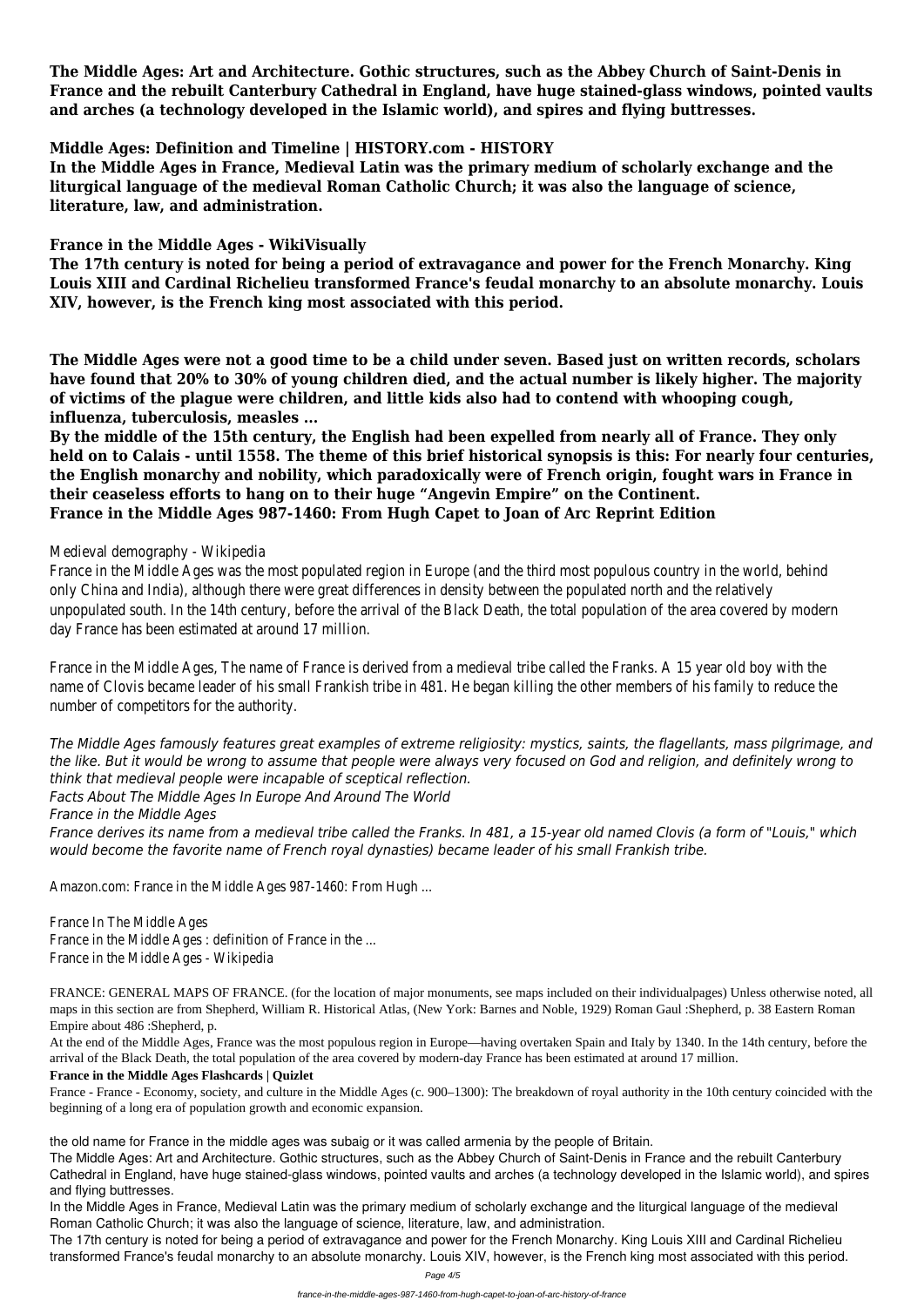**The Middle Ages: Art and Architecture. Gothic structures, such as the Abbey Church of Saint-Denis in France and the rebuilt Canterbury Cathedral in England, have huge stained-glass windows, pointed vaults and arches (a technology developed in the Islamic world), and spires and flying buttresses.**

**Middle Ages: Definition and Timeline | HISTORY.com - HISTORY**

**In the Middle Ages in France, Medieval Latin was the primary medium of scholarly exchange and the liturgical language of the medieval Roman Catholic Church; it was also the language of science, literature, law, and administration.**

**France in the Middle Ages - WikiVisually**

**The 17th century is noted for being a period of extravagance and power for the French Monarchy. King Louis XIII and Cardinal Richelieu transformed France's feudal monarchy to an absolute monarchy. Louis XIV, however, is the French king most associated with this period.**

**The Middle Ages were not a good time to be a child under seven. Based just on written records, scholars have found that 20% to 30% of young children died, and the actual number is likely higher. The majority of victims of the plague were children, and little kids also had to contend with whooping cough, influenza, tuberculosis, measles ...**

**By the middle of the 15th century, the English had been expelled from nearly all of France. They only held on to Calais - until 1558. The theme of this brief historical synopsis is this: For nearly four centuries, the English monarchy and nobility, which paradoxically were of French origin, fought wars in France in their ceaseless efforts to hang on to their huge "Angevin Empire" on the Continent.**

**France in the Middle Ages 987-1460: From Hugh Capet to Joan of Arc Reprint Edition**

Medieval demography - Wikipedia

France in the Middle Ages was the most populated region in Europe (and the third most populous country in the world, behind only China and India), although there were great differences in density between the populated north and the relatively unpopulated south. In the 14th century, before the arrival of the Black Death, the total population of the area covered by modern day France has been estimated at around 17 million.

France in the Middle Ages, The name of France is derived from a medieval tribe called the Franks. A 15 year old boy with the name of Clovis became leader of his small Frankish tribe in 481. He began killing the other members of his family to reduce the number of competitors for the authority.

*The Middle Ages famously features great examples of extreme religiosity: mystics, saints, the flagellants, mass pilgrimage, and the like. But it would be wrong to assume that people were always very focused on God and religion, and definitely wrong to think that medieval people were incapable of sceptical reflection.*

*Facts About The Middle Ages In Europe And Around The World*

*France in the Middle Ages*

*France derives its name from a medieval tribe called the Franks. In 481, a 15-year old named Clovis (a form of "Louis," which would become the favorite name of French royal dynasties) became leader of his small Frankish tribe.*

Amazon.com: France in the Middle Ages 987-1460: From Hugh ...

France In The Middle Ages

France in the Middle Ages : definition of France in the ...

France in the Middle Ages - Wikipedia

FRANCE: GENERAL MAPS OF FRANCE. (for the location of major monuments, see maps included on their individualpages) Unless otherwise noted, all maps in this section are from Shepherd, William R. Historical Atlas, (New York: Barnes and Noble, 1929) Roman Gaul :Shepherd, p. 38 Eastern Roman Empire about 486 :Shepherd, p.

At the end of the Middle Ages, France was the most populous region in Europe—having overtaken Spain and Italy by 1340. In the 14th century, before the arrival of the Black Death, the total population of the area covered by modern-day France has been estimated at around 17 million.

**France in the Middle Ages Flashcards | Quizlet**

France - France - Economy, society, and culture in the Middle Ages (c. 900–1300): The breakdown of royal authority in the 10th century coincided with the beginning of a long era of population growth and economic expansion.

the old name for France in the middle ages was subaig or it was called armenia by the people of Britain.

The Middle Ages: Art and Architecture. Gothic structures, such as the Abbey Church of Saint-Denis in France and the rebuilt Canterbury Cathedral in England, have huge stained-glass windows, pointed vaults and arches (a technology developed in the Islamic world), and spires and flying buttresses.

In the Middle Ages in France, Medieval Latin was the primary medium of scholarly exchange and the liturgical language of the medieval Roman Catholic Church; it was also the language of science, literature, law, and administration.

The 17th century is noted for being a period of extravagance and power for the French Monarchy. King Louis XIII and Cardinal Richelieu transformed France's feudal monarchy to an absolute monarchy. Louis XIV, however, is the French king most associated with this period.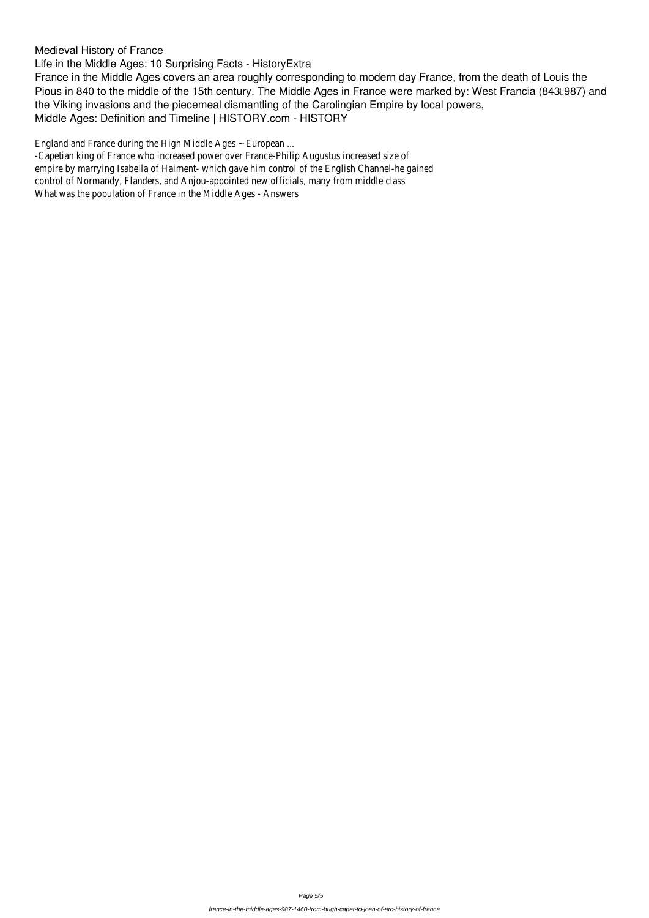Medieval History of France

Life in the Middle Ages: 10 Surprising Facts - HistoryExtra

France in the Middle Ages covers an area roughly corresponding to modern day France, from the death of Louis the Pious in 840 to the middle of the 15th century. The Middle Ages in France were marked by: West Francia (843–987) and the Viking invasions and the piecemeal dismantling of the Carolingian Empire by local powers,

Middle Ages: Definition and Timeline | HISTORY.com - HISTORY

England and France during the High Middle Ages ~ European ...

-Capetian king of France who increased power over France-Philip Augustus increased size of empire by marrying Isabella of Haiment- which gave him control of the English Channel-he gained control of Normandy, Flanders, and Anjou-appointed new officials, many from middle class

What was the population of France in the Middle Ages - Answers